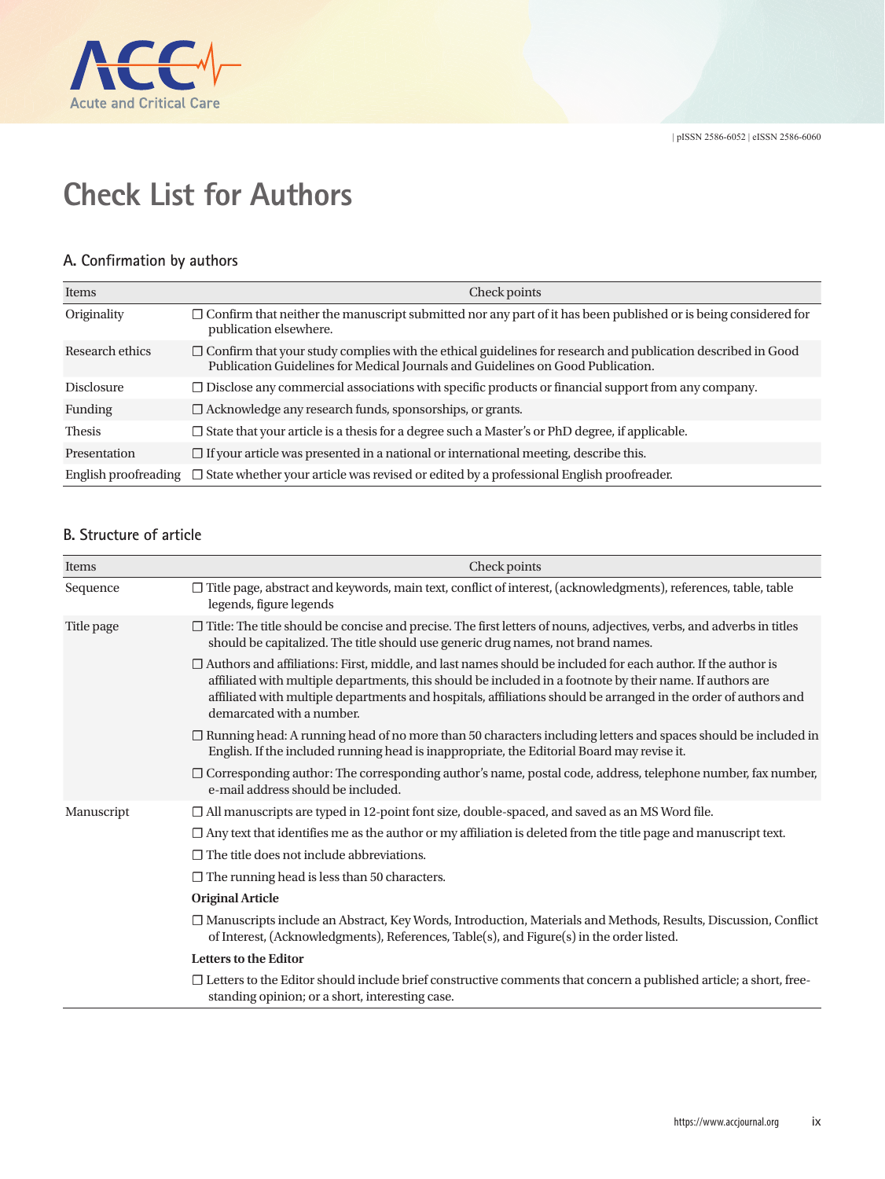# Check List for Authors

## A. Confirmation by authors

| Items | Check points |
|---|---|
| Originality | ☐ Confirm that neither the manuscript submitted nor any part of it has been published or is being considered for publication elsewhere. |
| Research ethics | ☐ Confirm that your study complies with the ethical guidelines for research and publication described in Good Publication Guidelines for Medical Journals and Guidelines on Good Publication. |
| Disclosure | ☐ Disclose any commercial associations with specific products or financial support from any company. |
| Funding | ☐ Acknowledge any research funds, sponsorships, or grants. |
| Thesis | ☐ State that your article is a thesis for a degree such a Master's or PhD degree, if applicable. |
| Presentation | ☐ If your article was presented in a national or international meeting, describe this. |
| English proofreading | ☐ State whether your article was revised or edited by a professional English proofreader. |

## B. Structure of article

| Items | Check points |
|---|---|
| Sequence | ☐ Title page, abstract and keywords, main text, conflict of interest, (acknowledgments), references, table, table legends, figure legends |
| Title page | ☐ Title: The title should be concise and precise. The first letters of nouns, adjectives, verbs, and adverbs in titles should be capitalized. The title should use generic drug names, not brand names. |
| | ☐ Authors and affiliations: First, middle, and last names should be included for each author. If the author is affiliated with multiple departments, this should be included in a footnote by their name. If authors are affiliated with multiple departments and hospitals, affiliations should be arranged in the order of authors and demarcated with a number. |
| | ☐ Running head: A running head of no more than 50 characters including letters and spaces should be included in English. If the included running head is inappropriate, the Editorial Board may revise it. |
| | ☐ Corresponding author: The corresponding author's name, postal code, address, telephone number, fax number, e-mail address should be included. |
| Manuscript | ☐ All manuscripts are typed in 12-point font size, double-spaced, and saved as an MS Word file. |
| | ☐ Any text that identifies me as the author or my affiliation is deleted from the title page and manuscript text. |
| | ☐ The title does not include abbreviations. |
| | ☐ The running head is less than 50 characters. |
| | **Original Article** |
| | ☐ Manuscripts include an Abstract, Key Words, Introduction, Materials and Methods, Results, Discussion, Conflict of Interest, (Acknowledgments), References, Table(s), and Figure(s) in the order listed. |
| | **Letters to the Editor** |
| | ☐ Letters to the Editor should include brief constructive comments that concern a published article; a short, free-standing opinion; or a short, interesting case. |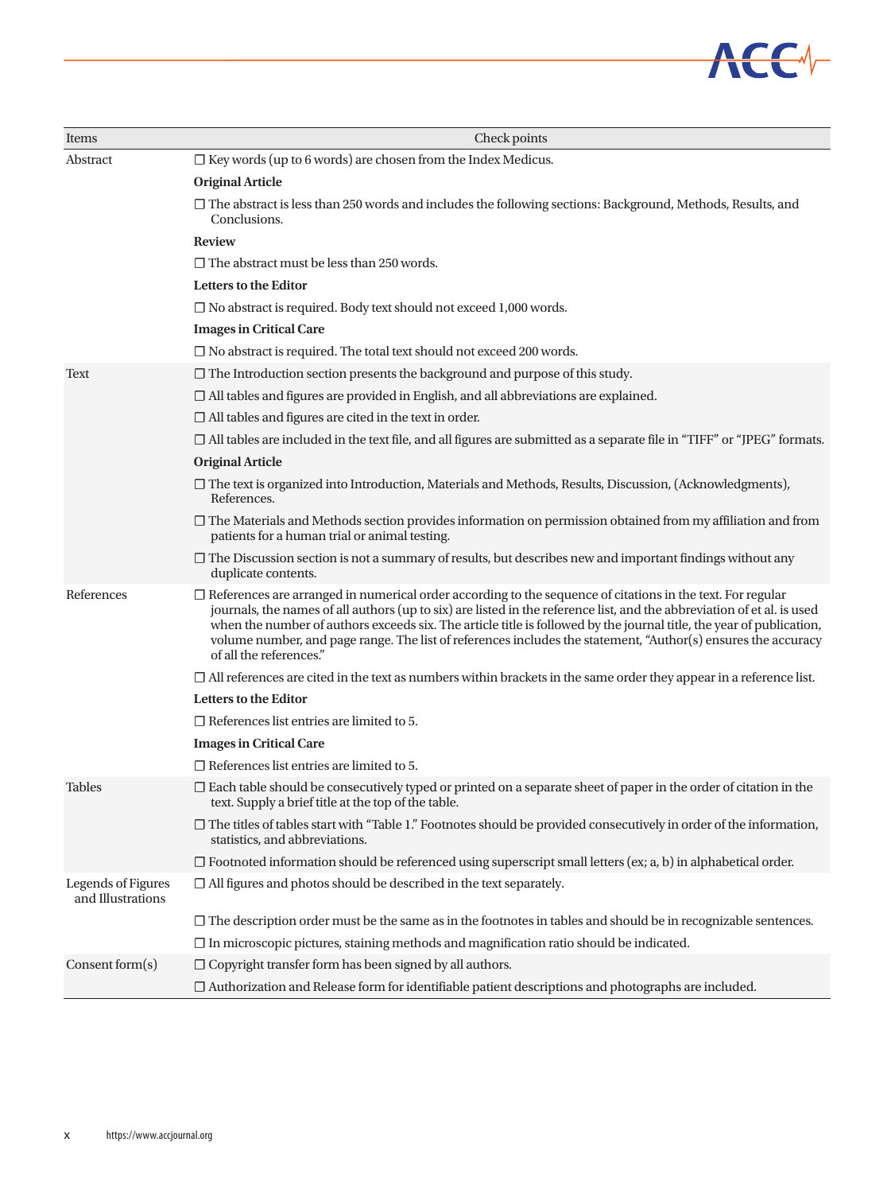| Items | Check points |
|---|---|
| Abstract | ☐ Key words (up to 6 words) are chosen from the Index Medicus. |
| | **Original Article** |
| | ☐ The abstract is less than 250 words and includes the following sections: Background, Methods, Results, and Conclusions. |
| | **Review** |
| | ☐ The abstract must be less than 250 words. |
| | **Letters to the Editor** |
| | ☐ No abstract is required. Body text should not exceed 1,000 words. |
| | **Images in Critical Care** |
| | ☐ No abstract is required. The total text should not exceed 200 words. |
| Text | ☐ The Introduction section presents the background and purpose of this study. |
| | ☐ All tables and figures are provided in English, and all abbreviations are explained. |
| | ☐ All tables and figures are cited in the text in order. |
| | ☐ All tables are included in the text file, and all figures are submitted as a separate file in "TIFF" or "JPEG" formats. |
| | **Original Article** |
| | ☐ The text is organized into Introduction, Materials and Methods, Results, Discussion, (Acknowledgments), References. |
| | ☐ The Materials and Methods section provides information on permission obtained from my affiliation and from patients for a human trial or animal testing. |
| | ☐ The Discussion section is not a summary of results, but describes new and important findings without any duplicate contents. |
| References | ☐ References are arranged in numerical order according to the sequence of citations in the text. For regular journals, the names of all authors (up to six) are listed in the reference list, and the abbreviation of et al. is used when the number of authors exceeds six. The article title is followed by the journal title, the year of publication, volume number, and page range. The list of references includes the statement, "Author(s) ensures the accuracy of all the references." |
| | ☐ All references are cited in the text as numbers within brackets in the same order they appear in a reference list. |
| | **Letters to the Editor** |
| | ☐ References list entries are limited to 5. |
| | **Images in Critical Care** |
| | ☐ References list entries are limited to 5. |
| Tables | ☐ Each table should be consecutively typed or printed on a separate sheet of paper in the order of citation in the text. Supply a brief title at the top of the table. |
| | ☐ The titles of tables start with "Table 1." Footnotes should be provided consecutively in order of the information, statistics, and abbreviations. |
| | ☐ Footnoted information should be referenced using superscript small letters (ex; a, b) in alphabetical order. |
| Legends of Figures and Illustrations | ☐ All figures and photos should be described in the text separately. |
| | ☐ The description order must be the same as in the footnotes in tables and should be in recognizable sentences. |
| | ☐ In microscopic pictures, staining methods and magnification ratio should be indicated. |
| Consent form(s) | ☐ Copyright transfer form has been signed by all authors. |
| | ☐ Authorization and Release form for identifiable patient descriptions and photographs are included. |